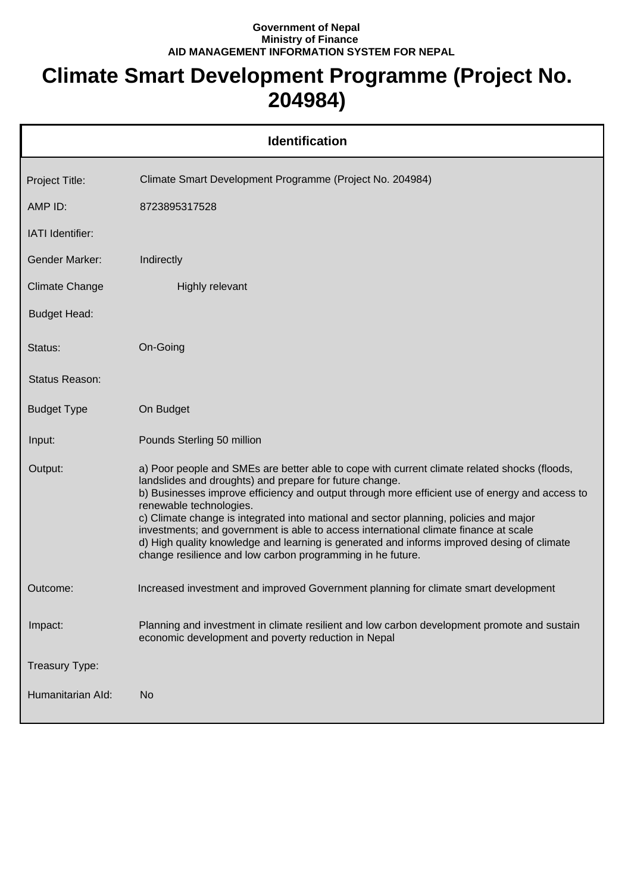**Government of Nepal**
**Ministry of Finance**
**AID MANAGEMENT INFORMATION SYSTEM FOR NEPAL**

# Climate Smart Development Programme (Project No. 204984)

## Identification

| | |
|---|---|
| Project Title: | Climate Smart Development Programme (Project No. 204984) |
| AMP ID: | 8723895317528 |
| IATI Identifier: | |
| Gender Marker: | Indirectly |
| Climate Change | Highly relevant |
| Budget Head: | |
| Status: | On-Going |
| Status Reason: | |
| Budget Type | On Budget |
| Input: | Pounds Sterling 50 million |
| Output: | a) Poor people and SMEs are better able to cope with current climate related shocks (floods, landslides and droughts) and prepare for future change.<br>b) Businesses improve efficiency and output through more efficient use of energy and access to renewable technologies.<br>c) Climate change is integrated into mational and sector planning, policies and major investments; and government is able to access international climate finance at scale<br>d) High quality knowledge and learning is generated and informs improved desing of climate change resilience and low carbon programming in he future. |
| Outcome: | Increased investment and improved Government planning for climate smart development |
| Impact: | Planning and investment in climate resilient and low carbon development promote and sustain economic development and poverty reduction in Nepal |
| Treasury Type: | |
| Humanitarian AId: | No |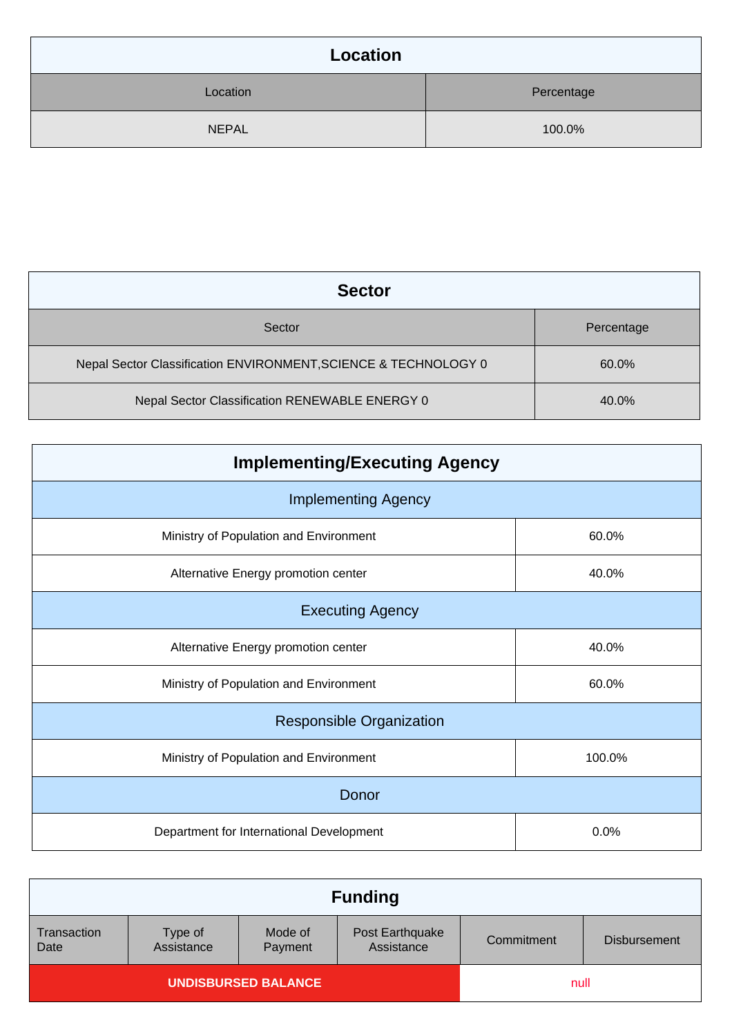## Location

| Location | Percentage |
|---|---|
| NEPAL | 100.0% |

## Sector

| Sector | Percentage |
|---|---|
| Nepal Sector Classification ENVIRONMENT,SCIENCE & TECHNOLOGY 0 | 60.0% |
| Nepal Sector Classification RENEWABLE ENERGY 0 | 40.0% |

## Implementing/Executing Agency

| Implementing Agency | |
|---|---|
| Ministry of Population and Environment | 60.0% |
| Alternative Energy promotion center | 40.0% |
| **Executing Agency** | |
| Alternative Energy promotion center | 40.0% |
| Ministry of Population and Environment | 60.0% |
| **Responsible Organization** | |
| Ministry of Population and Environment | 100.0% |
| **Donor** | |
| Department for International Development | 0.0% |

## Funding

| Transaction Date | Type of Assistance | Mode of Payment | Post Earthquake Assistance | Commitment | Disbursement |
|---|---|---|---|---|---|
| **UNDISBURSED BALANCE** | | | | null | |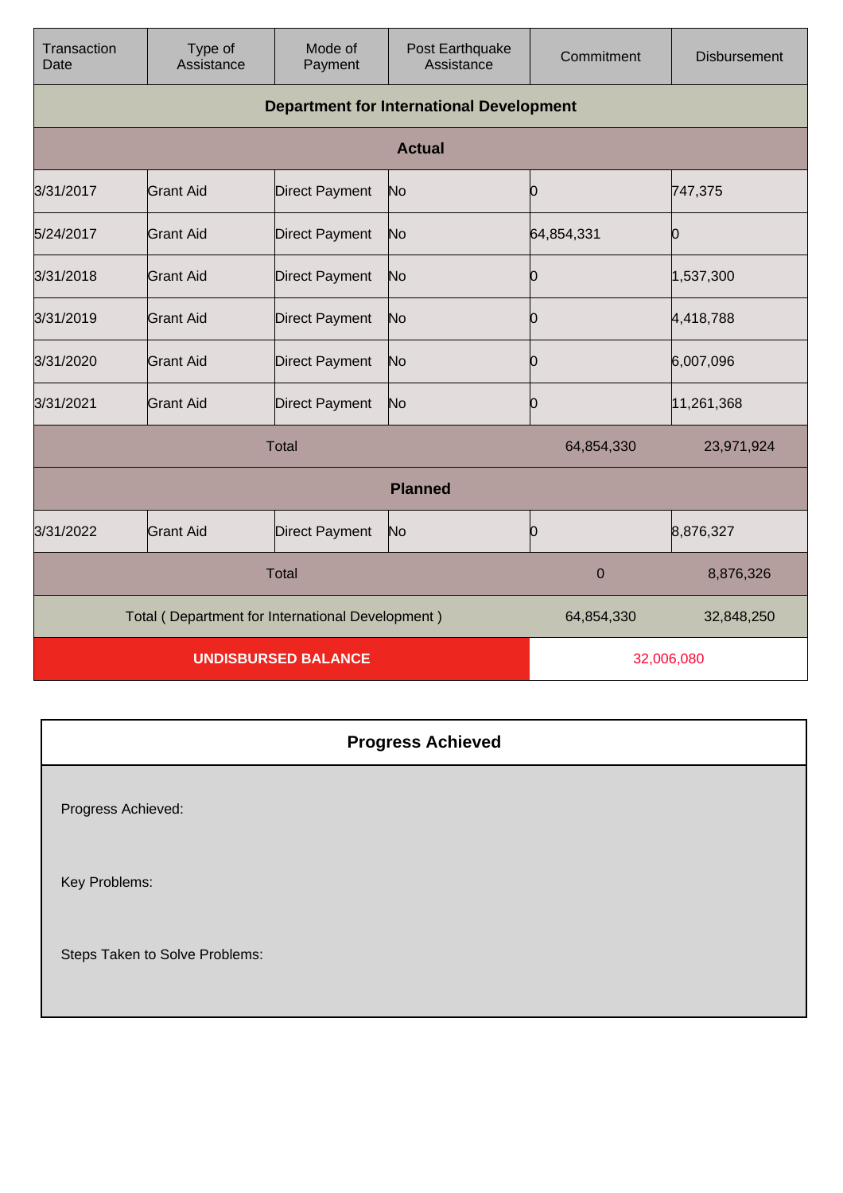| Transaction Date | Type of Assistance | Mode of Payment | Post Earthquake Assistance | Commitment | Disbursement |
|---|---|---|---|---|---|
| **Department for International Development** | | | | | |
| **Actual** | | | | | |
| 3/31/2017 | Grant Aid | Direct Payment | No | 0 | 747,375 |
| 5/24/2017 | Grant Aid | Direct Payment | No | 64,854,331 | 0 |
| 3/31/2018 | Grant Aid | Direct Payment | No | 0 | 1,537,300 |
| 3/31/2019 | Grant Aid | Direct Payment | No | 0 | 4,418,788 |
| 3/31/2020 | Grant Aid | Direct Payment | No | 0 | 6,007,096 |
| 3/31/2021 | Grant Aid | Direct Payment | No | 0 | 11,261,368 |
| Total | | | | 64,854,330 | 23,971,924 |
| **Planned** | | | | | |
| 3/31/2022 | Grant Aid | Direct Payment | No | 0 | 8,876,327 |
| Total | | | | 0 | 8,876,326 |
| Total ( Department for International Development ) | | | | 64,854,330 | 32,848,250 |
| **UNDISBURSED BALANCE** | | | | 32,006,080 | |

| **Progress Achieved** |
|---|
| Progress Achieved: |
| Key Problems: |
| Steps Taken to Solve Problems: |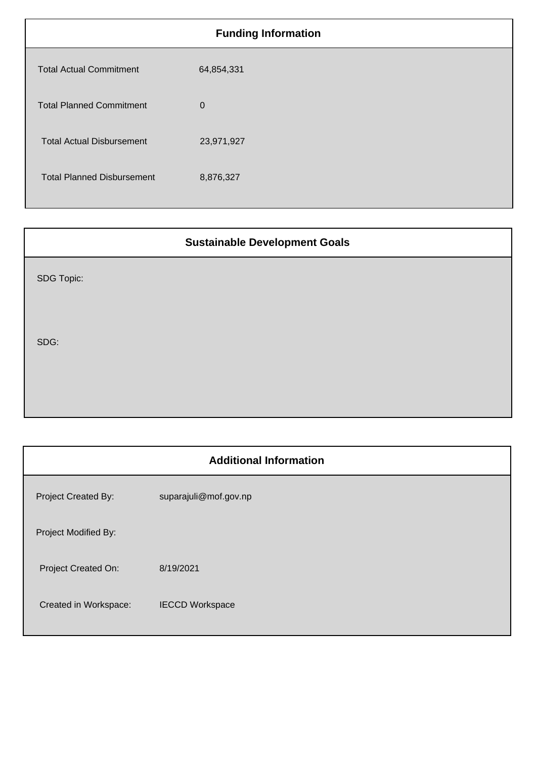## Funding Information

| | |
|---|---|
| Total Actual Commitment | 64,854,331 |
| Total Planned Commitment | 0 |
| Total Actual Disbursement | 23,971,927 |
| Total Planned Disbursement | 8,876,327 |

## Sustainable Development Goals

SDG Topic:

SDG:

## Additional Information

| | |
|---|---|
| Project Created By: | suparajuli@mof.gov.np |
| Project Modified By: | |
| Project Created On: | 8/19/2021 |
| Created in Workspace: | IECCD Workspace |